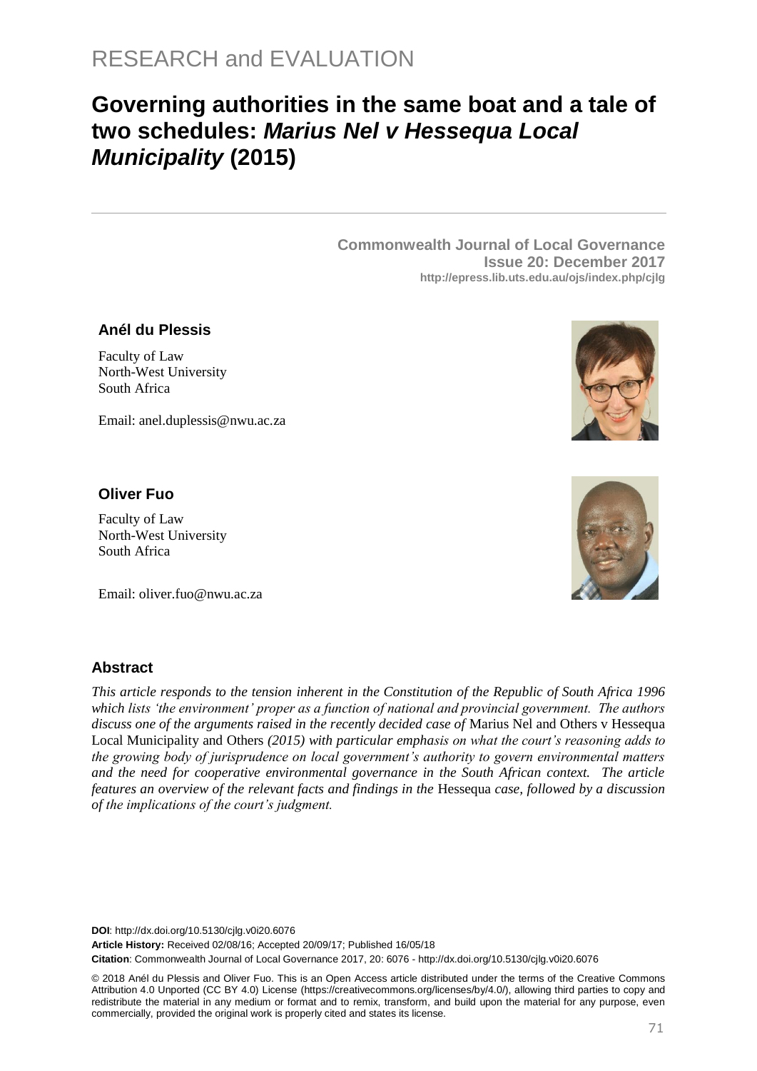RESEARCH and EVALUATION

# Governing authorities in the same boat and a tale of two schedules: *Marius Nel v Hessequa Local Municipality* (2015)

**Commonwealth Journal of Local Governance**
**Issue 20: December 2017**
**http://epress.lib.uts.edu.au/ojs/index.php/cjlg**

### Anél du Plessis

Faculty of Law
North-West University
South Africa

Email: anel.duplessis@nwu.ac.za

### Oliver Fuo

Faculty of Law
North-West University
South Africa

Email: oliver.fuo@nwu.ac.za

## Abstract

*This article responds to the tension inherent in the Constitution of the Republic of South Africa 1996 which lists 'the environment' proper as a function of national and provincial government. The authors discuss one of the arguments raised in the recently decided case of* Marius Nel and Others v Hessequa Local Municipality and Others *(2015) with particular emphasis on what the court's reasoning adds to the growing body of jurisprudence on local government's authority to govern environmental matters and the need for cooperative environmental governance in the South African context. The article features an overview of the relevant facts and findings in the* Hessequa *case, followed by a discussion of the implications of the court's judgment.*

**DOI**: http://dx.doi.org/10.5130/cjlg.v0i20.6076
**Article History:** Received 02/08/16; Accepted 20/09/17; Published 16/05/18
**Citation**: Commonwealth Journal of Local Governance 2017, 20: 6076 - http://dx.doi.org/10.5130/cjlg.v0i20.6076

© 2018 Anél du Plessis and Oliver Fuo. This is an Open Access article distributed under the terms of the Creative Commons Attribution 4.0 Unported (CC BY 4.0) License (https://creativecommons.org/licenses/by/4.0/), allowing third parties to copy and redistribute the material in any medium or format and to remix, transform, and build upon the material for any purpose, even commercially, provided the original work is properly cited and states its license.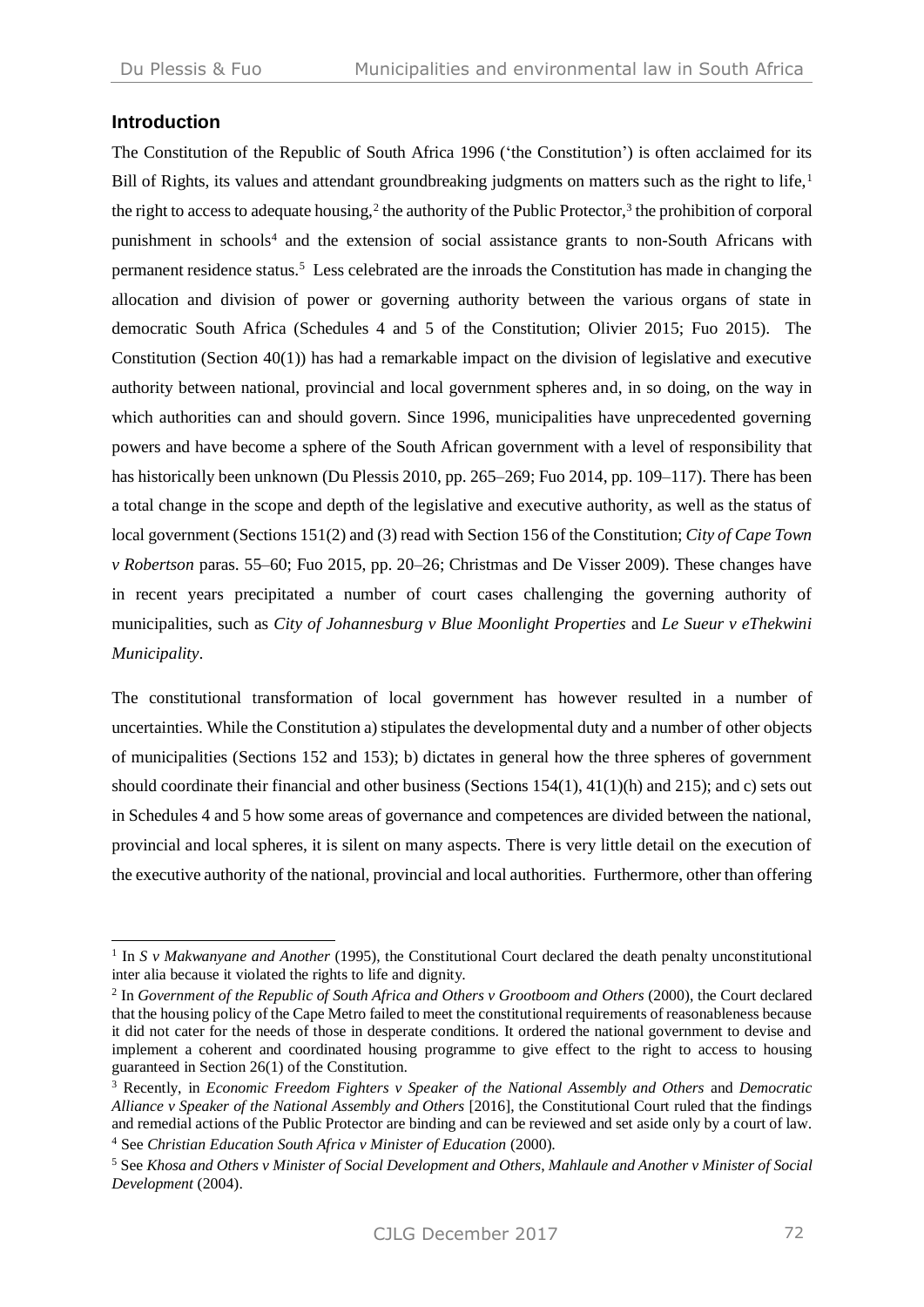## Introduction

The Constitution of the Republic of South Africa 1996 ('the Constitution') is often acclaimed for its Bill of Rights, its values and attendant groundbreaking judgments on matters such as the right to life,[1] the right to access to adequate housing,[2] the authority of the Public Protector,[3] the prohibition of corporal punishment in schools[4] and the extension of social assistance grants to non-South Africans with permanent residence status.[5] Less celebrated are the inroads the Constitution has made in changing the allocation and division of power or governing authority between the various organs of state in democratic South Africa (Schedules 4 and 5 of the Constitution; Olivier 2015; Fuo 2015). The Constitution (Section 40(1)) has had a remarkable impact on the division of legislative and executive authority between national, provincial and local government spheres and, in so doing, on the way in which authorities can and should govern. Since 1996, municipalities have unprecedented governing powers and have become a sphere of the South African government with a level of responsibility that has historically been unknown (Du Plessis 2010, pp. 265–269; Fuo 2014, pp. 109–117). There has been a total change in the scope and depth of the legislative and executive authority, as well as the status of local government (Sections 151(2) and (3) read with Section 156 of the Constitution; *City of Cape Town v Robertson* paras. 55–60; Fuo 2015, pp. 20–26; Christmas and De Visser 2009). These changes have in recent years precipitated a number of court cases challenging the governing authority of municipalities, such as *City of Johannesburg v Blue Moonlight Properties* and *Le Sueur v eThekwini Municipality*.

The constitutional transformation of local government has however resulted in a number of uncertainties. While the Constitution a) stipulates the developmental duty and a number of other objects of municipalities (Sections 152 and 153); b) dictates in general how the three spheres of government should coordinate their financial and other business (Sections 154(1), 41(1)(h) and 215); and c) sets out in Schedules 4 and 5 how some areas of governance and competences are divided between the national, provincial and local spheres, it is silent on many aspects. There is very little detail on the execution of the executive authority of the national, provincial and local authorities. Furthermore, other than offering

---

[1] In *S v Makwanyane and Another* (1995), the Constitutional Court declared the death penalty unconstitutional inter alia because it violated the rights to life and dignity.

[2] In *Government of the Republic of South Africa and Others v Grootboom and Others* (2000), the Court declared that the housing policy of the Cape Metro failed to meet the constitutional requirements of reasonableness because it did not cater for the needs of those in desperate conditions. It ordered the national government to devise and implement a coherent and coordinated housing programme to give effect to the right to access to housing guaranteed in Section 26(1) of the Constitution.

[3] Recently, in *Economic Freedom Fighters v Speaker of the National Assembly and Others* and *Democratic Alliance v Speaker of the National Assembly and Others* [2016], the Constitutional Court ruled that the findings and remedial actions of the Public Protector are binding and can be reviewed and set aside only by a court of law.

[4] See *Christian Education South Africa v Minister of Education* (2000).

[5] See *Khosa and Others v Minister of Social Development and Others, Mahlaule and Another v Minister of Social Development* (2004).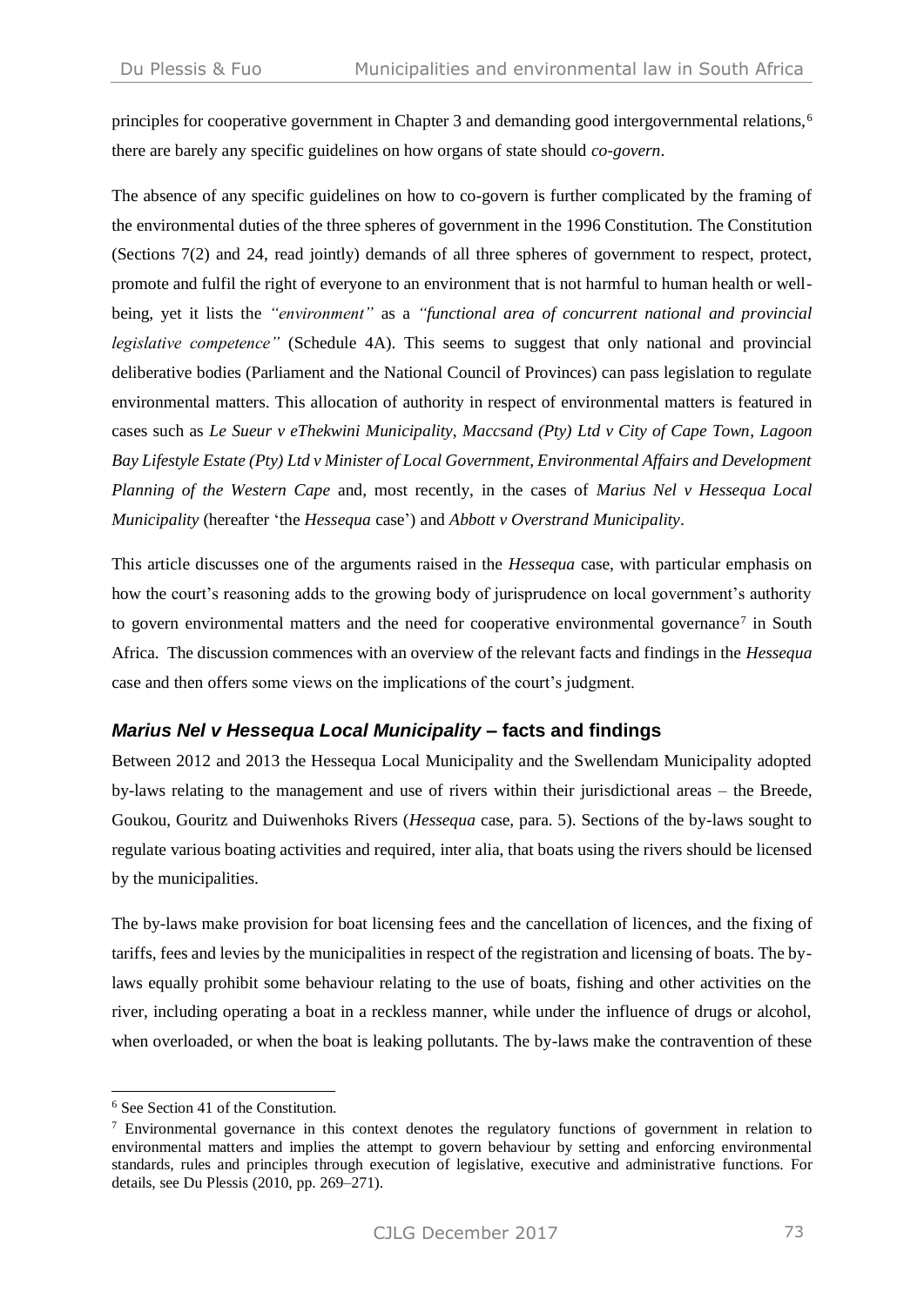principles for cooperative government in Chapter 3 and demanding good intergovernmental relations,[6] there are barely any specific guidelines on how organs of state should *co-govern*.

The absence of any specific guidelines on how to co-govern is further complicated by the framing of the environmental duties of the three spheres of government in the 1996 Constitution. The Constitution (Sections 7(2) and 24, read jointly) demands of all three spheres of government to respect, protect, promote and fulfil the right of everyone to an environment that is not harmful to human health or well-being, yet it lists the *"environment"* as a *"functional area of concurrent national and provincial legislative competence"* (Schedule 4A). This seems to suggest that only national and provincial deliberative bodies (Parliament and the National Council of Provinces) can pass legislation to regulate environmental matters. This allocation of authority in respect of environmental matters is featured in cases such as *Le Sueur v eThekwini Municipality*, *Maccsand (Pty) Ltd v City of Cape Town*, *Lagoon Bay Lifestyle Estate (Pty) Ltd v Minister of Local Government, Environmental Affairs and Development Planning of the Western Cape* and, most recently, in the cases of *Marius Nel v Hessequa Local Municipality* (hereafter 'the *Hessequa* case') and *Abbott v Overstrand Municipality*.

This article discusses one of the arguments raised in the *Hessequa* case, with particular emphasis on how the court's reasoning adds to the growing body of jurisprudence on local government's authority to govern environmental matters and the need for cooperative environmental governance[7] in South Africa. The discussion commences with an overview of the relevant facts and findings in the *Hessequa* case and then offers some views on the implications of the court's judgment.

## *Marius Nel v Hessequa Local Municipality* – facts and findings

Between 2012 and 2013 the Hessequa Local Municipality and the Swellendam Municipality adopted by-laws relating to the management and use of rivers within their jurisdictional areas – the Breede, Goukou, Gouritz and Duiwenhoks Rivers (*Hessequa* case, para. 5). Sections of the by-laws sought to regulate various boating activities and required, inter alia, that boats using the rivers should be licensed by the municipalities.

The by-laws make provision for boat licensing fees and the cancellation of licences, and the fixing of tariffs, fees and levies by the municipalities in respect of the registration and licensing of boats. The by-laws equally prohibit some behaviour relating to the use of boats, fishing and other activities on the river, including operating a boat in a reckless manner, while under the influence of drugs or alcohol, when overloaded, or when the boat is leaking pollutants. The by-laws make the contravention of these

---

[6] See Section 41 of the Constitution.

[7] Environmental governance in this context denotes the regulatory functions of government in relation to environmental matters and implies the attempt to govern behaviour by setting and enforcing environmental standards, rules and principles through execution of legislative, executive and administrative functions. For details, see Du Plessis (2010, pp. 269–271).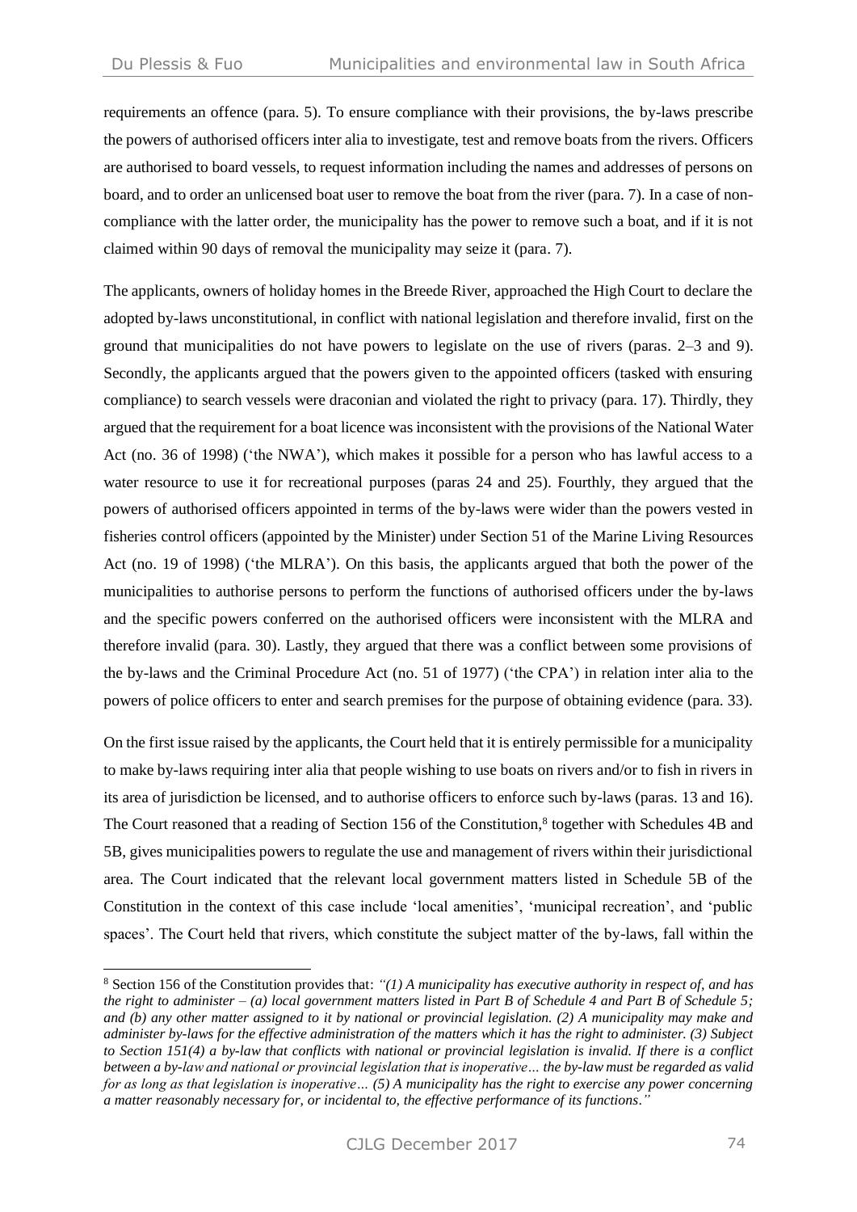requirements an offence (para. 5). To ensure compliance with their provisions, the by-laws prescribe the powers of authorised officers inter alia to investigate, test and remove boats from the rivers. Officers are authorised to board vessels, to request information including the names and addresses of persons on board, and to order an unlicensed boat user to remove the boat from the river (para. 7). In a case of non-compliance with the latter order, the municipality has the power to remove such a boat, and if it is not claimed within 90 days of removal the municipality may seize it (para. 7).

The applicants, owners of holiday homes in the Breede River, approached the High Court to declare the adopted by-laws unconstitutional, in conflict with national legislation and therefore invalid, first on the ground that municipalities do not have powers to legislate on the use of rivers (paras. 2–3 and 9). Secondly, the applicants argued that the powers given to the appointed officers (tasked with ensuring compliance) to search vessels were draconian and violated the right to privacy (para. 17). Thirdly, they argued that the requirement for a boat licence was inconsistent with the provisions of the National Water Act (no. 36 of 1998) ('the NWA'), which makes it possible for a person who has lawful access to a water resource to use it for recreational purposes (paras 24 and 25). Fourthly, they argued that the powers of authorised officers appointed in terms of the by-laws were wider than the powers vested in fisheries control officers (appointed by the Minister) under Section 51 of the Marine Living Resources Act (no. 19 of 1998) ('the MLRA'). On this basis, the applicants argued that both the power of the municipalities to authorise persons to perform the functions of authorised officers under the by-laws and the specific powers conferred on the authorised officers were inconsistent with the MLRA and therefore invalid (para. 30). Lastly, they argued that there was a conflict between some provisions of the by-laws and the Criminal Procedure Act (no. 51 of 1977) ('the CPA') in relation inter alia to the powers of police officers to enter and search premises for the purpose of obtaining evidence (para. 33).

On the first issue raised by the applicants, the Court held that it is entirely permissible for a municipality to make by-laws requiring inter alia that people wishing to use boats on rivers and/or to fish in rivers in its area of jurisdiction be licensed, and to authorise officers to enforce such by-laws (paras. 13 and 16). The Court reasoned that a reading of Section 156 of the Constitution,[8] together with Schedules 4B and 5B, gives municipalities powers to regulate the use and management of rivers within their jurisdictional area. The Court indicated that the relevant local government matters listed in Schedule 5B of the Constitution in the context of this case include 'local amenities', 'municipal recreation', and 'public spaces'. The Court held that rivers, which constitute the subject matter of the by-laws, fall within the

---

[8] Section 156 of the Constitution provides that: *"(1) A municipality has executive authority in respect of, and has the right to administer – (a) local government matters listed in Part B of Schedule 4 and Part B of Schedule 5; and (b) any other matter assigned to it by national or provincial legislation. (2) A municipality may make and administer by-laws for the effective administration of the matters which it has the right to administer. (3) Subject to Section 151(4) a by-law that conflicts with national or provincial legislation is invalid. If there is a conflict between a by-law and national or provincial legislation that is inoperative… the by-law must be regarded as valid for as long as that legislation is inoperative… (5) A municipality has the right to exercise any power concerning a matter reasonably necessary for, or incidental to, the effective performance of its functions."*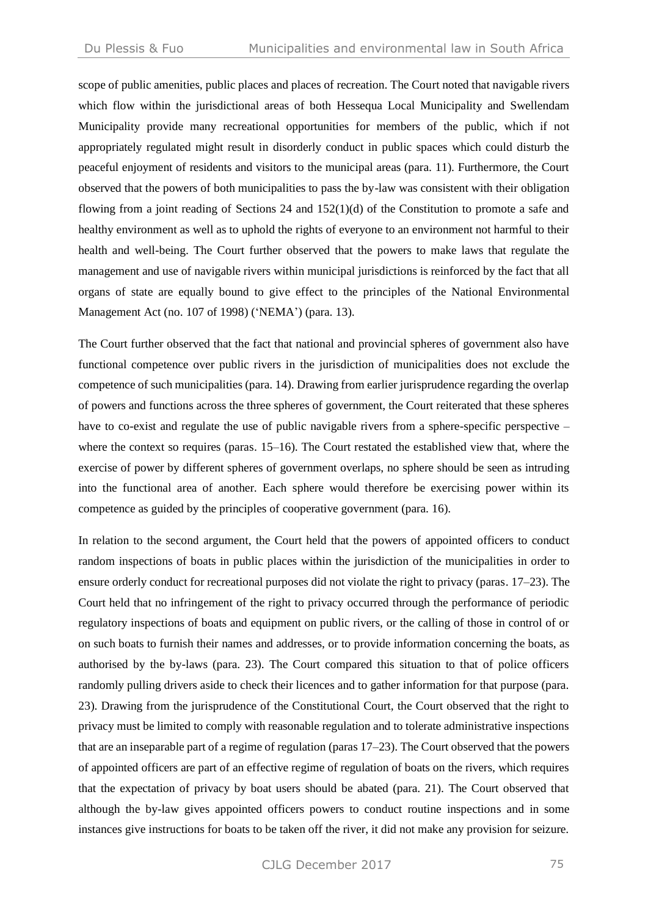scope of public amenities, public places and places of recreation. The Court noted that navigable rivers which flow within the jurisdictional areas of both Hessequa Local Municipality and Swellendam Municipality provide many recreational opportunities for members of the public, which if not appropriately regulated might result in disorderly conduct in public spaces which could disturb the peaceful enjoyment of residents and visitors to the municipal areas (para. 11). Furthermore, the Court observed that the powers of both municipalities to pass the by-law was consistent with their obligation flowing from a joint reading of Sections 24 and 152(1)(d) of the Constitution to promote a safe and healthy environment as well as to uphold the rights of everyone to an environment not harmful to their health and well-being. The Court further observed that the powers to make laws that regulate the management and use of navigable rivers within municipal jurisdictions is reinforced by the fact that all organs of state are equally bound to give effect to the principles of the National Environmental Management Act (no. 107 of 1998) ('NEMA') (para. 13).

The Court further observed that the fact that national and provincial spheres of government also have functional competence over public rivers in the jurisdiction of municipalities does not exclude the competence of such municipalities (para. 14). Drawing from earlier jurisprudence regarding the overlap of powers and functions across the three spheres of government, the Court reiterated that these spheres have to co-exist and regulate the use of public navigable rivers from a sphere-specific perspective – where the context so requires (paras. 15–16). The Court restated the established view that, where the exercise of power by different spheres of government overlaps, no sphere should be seen as intruding into the functional area of another. Each sphere would therefore be exercising power within its competence as guided by the principles of cooperative government (para. 16).

In relation to the second argument, the Court held that the powers of appointed officers to conduct random inspections of boats in public places within the jurisdiction of the municipalities in order to ensure orderly conduct for recreational purposes did not violate the right to privacy (paras. 17–23). The Court held that no infringement of the right to privacy occurred through the performance of periodic regulatory inspections of boats and equipment on public rivers, or the calling of those in control of or on such boats to furnish their names and addresses, or to provide information concerning the boats, as authorised by the by-laws (para. 23). The Court compared this situation to that of police officers randomly pulling drivers aside to check their licences and to gather information for that purpose (para. 23). Drawing from the jurisprudence of the Constitutional Court, the Court observed that the right to privacy must be limited to comply with reasonable regulation and to tolerate administrative inspections that are an inseparable part of a regime of regulation (paras 17–23). The Court observed that the powers of appointed officers are part of an effective regime of regulation of boats on the rivers, which requires that the expectation of privacy by boat users should be abated (para. 21). The Court observed that although the by-law gives appointed officers powers to conduct routine inspections and in some instances give instructions for boats to be taken off the river, it did not make any provision for seizure.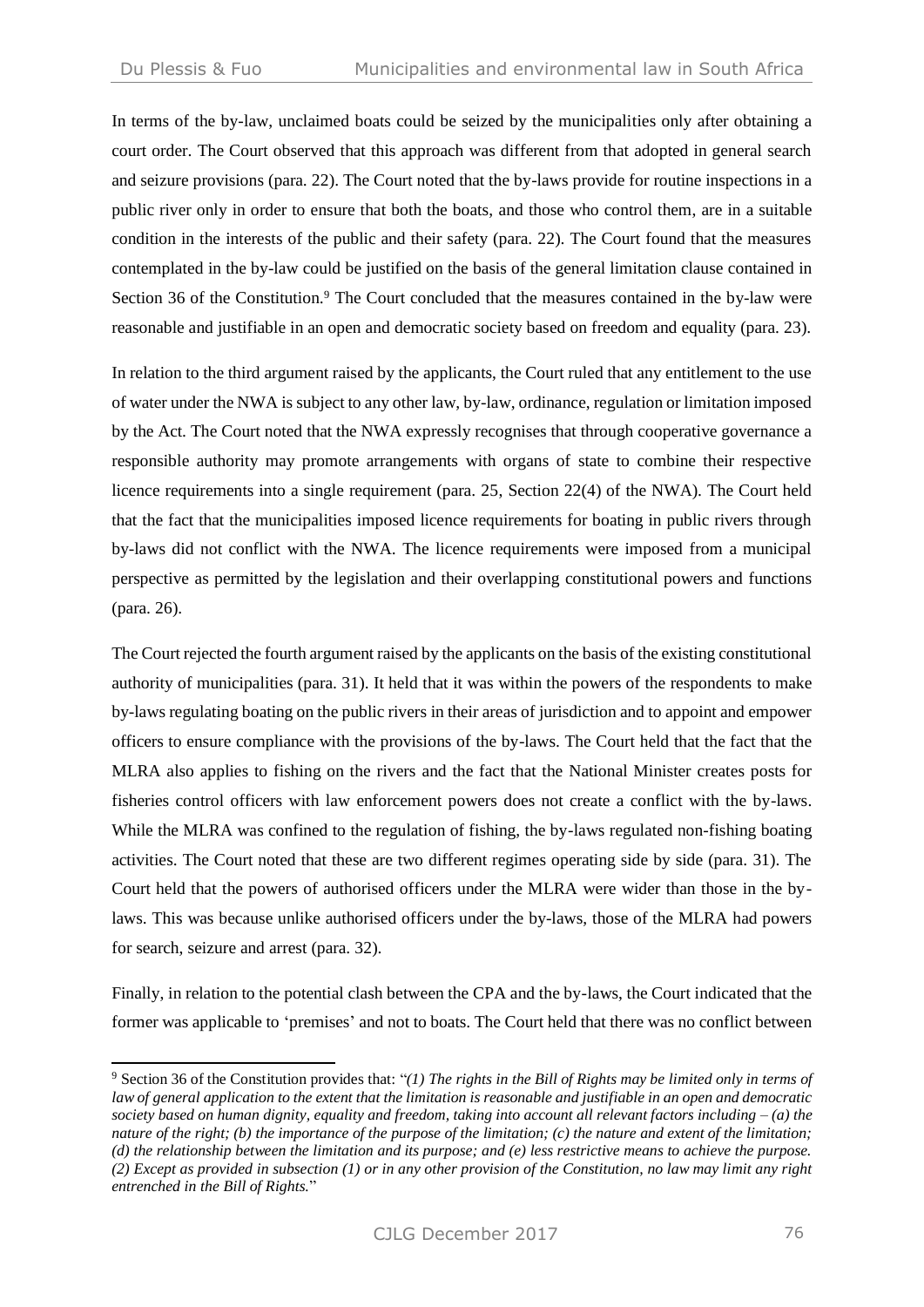In terms of the by-law, unclaimed boats could be seized by the municipalities only after obtaining a court order. The Court observed that this approach was different from that adopted in general search and seizure provisions (para. 22). The Court noted that the by-laws provide for routine inspections in a public river only in order to ensure that both the boats, and those who control them, are in a suitable condition in the interests of the public and their safety (para. 22). The Court found that the measures contemplated in the by-law could be justified on the basis of the general limitation clause contained in Section 36 of the Constitution.[9] The Court concluded that the measures contained in the by-law were reasonable and justifiable in an open and democratic society based on freedom and equality (para. 23).

In relation to the third argument raised by the applicants, the Court ruled that any entitlement to the use of water under the NWA is subject to any other law, by-law, ordinance, regulation or limitation imposed by the Act. The Court noted that the NWA expressly recognises that through cooperative governance a responsible authority may promote arrangements with organs of state to combine their respective licence requirements into a single requirement (para. 25, Section 22(4) of the NWA). The Court held that the fact that the municipalities imposed licence requirements for boating in public rivers through by-laws did not conflict with the NWA. The licence requirements were imposed from a municipal perspective as permitted by the legislation and their overlapping constitutional powers and functions (para. 26).

The Court rejected the fourth argument raised by the applicants on the basis of the existing constitutional authority of municipalities (para. 31). It held that it was within the powers of the respondents to make by-laws regulating boating on the public rivers in their areas of jurisdiction and to appoint and empower officers to ensure compliance with the provisions of the by-laws. The Court held that the fact that the MLRA also applies to fishing on the rivers and the fact that the National Minister creates posts for fisheries control officers with law enforcement powers does not create a conflict with the by-laws. While the MLRA was confined to the regulation of fishing, the by-laws regulated non-fishing boating activities. The Court noted that these are two different regimes operating side by side (para. 31). The Court held that the powers of authorised officers under the MLRA were wider than those in the by-laws. This was because unlike authorised officers under the by-laws, those of the MLRA had powers for search, seizure and arrest (para. 32).

Finally, in relation to the potential clash between the CPA and the by-laws, the Court indicated that the former was applicable to 'premises' and not to boats. The Court held that there was no conflict between

[9] Section 36 of the Constitution provides that: "*(1) The rights in the Bill of Rights may be limited only in terms of law of general application to the extent that the limitation is reasonable and justifiable in an open and democratic society based on human dignity, equality and freedom, taking into account all relevant factors including – (a) the nature of the right; (b) the importance of the purpose of the limitation; (c) the nature and extent of the limitation; (d) the relationship between the limitation and its purpose; and (e) less restrictive means to achieve the purpose. (2) Except as provided in subsection (1) or in any other provision of the Constitution, no law may limit any right entrenched in the Bill of Rights.*"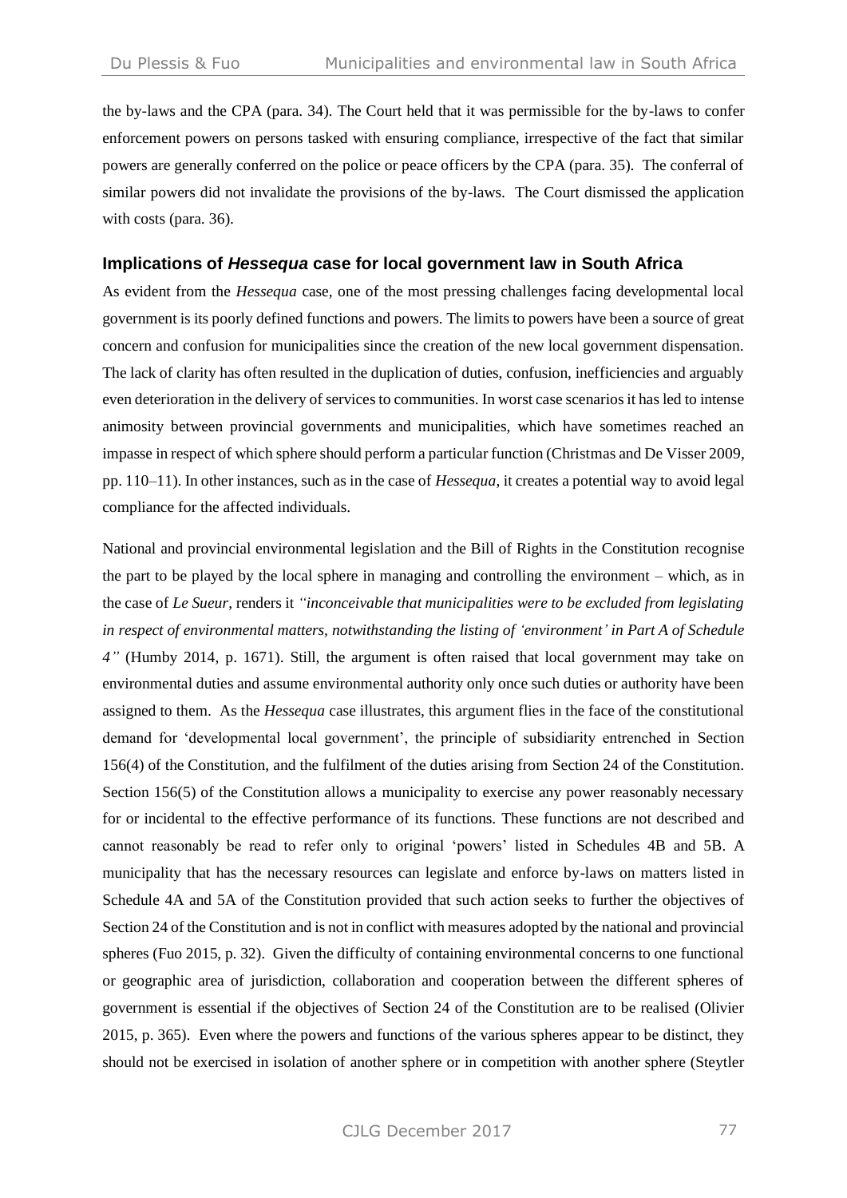the by-laws and the CPA (para. 34). The Court held that it was permissible for the by-laws to confer enforcement powers on persons tasked with ensuring compliance, irrespective of the fact that similar powers are generally conferred on the police or peace officers by the CPA (para. 35). The conferral of similar powers did not invalidate the provisions of the by-laws. The Court dismissed the application with costs (para. 36).

## Implications of *Hessequa* case for local government law in South Africa

As evident from the *Hessequa* case, one of the most pressing challenges facing developmental local government is its poorly defined functions and powers. The limits to powers have been a source of great concern and confusion for municipalities since the creation of the new local government dispensation. The lack of clarity has often resulted in the duplication of duties, confusion, inefficiencies and arguably even deterioration in the delivery of services to communities. In worst case scenarios it has led to intense animosity between provincial governments and municipalities, which have sometimes reached an impasse in respect of which sphere should perform a particular function (Christmas and De Visser 2009, pp. 110–11). In other instances, such as in the case of *Hessequa*, it creates a potential way to avoid legal compliance for the affected individuals.

National and provincial environmental legislation and the Bill of Rights in the Constitution recognise the part to be played by the local sphere in managing and controlling the environment – which, as in the case of *Le Sueur*, renders it *"inconceivable that municipalities were to be excluded from legislating in respect of environmental matters, notwithstanding the listing of 'environment' in Part A of Schedule 4"* (Humby 2014, p. 1671). Still, the argument is often raised that local government may take on environmental duties and assume environmental authority only once such duties or authority have been assigned to them. As the *Hessequa* case illustrates, this argument flies in the face of the constitutional demand for 'developmental local government', the principle of subsidiarity entrenched in Section 156(4) of the Constitution, and the fulfilment of the duties arising from Section 24 of the Constitution. Section 156(5) of the Constitution allows a municipality to exercise any power reasonably necessary for or incidental to the effective performance of its functions. These functions are not described and cannot reasonably be read to refer only to original 'powers' listed in Schedules 4B and 5B. A municipality that has the necessary resources can legislate and enforce by-laws on matters listed in Schedule 4A and 5A of the Constitution provided that such action seeks to further the objectives of Section 24 of the Constitution and is not in conflict with measures adopted by the national and provincial spheres (Fuo 2015, p. 32). Given the difficulty of containing environmental concerns to one functional or geographic area of jurisdiction, collaboration and cooperation between the different spheres of government is essential if the objectives of Section 24 of the Constitution are to be realised (Olivier 2015, p. 365). Even where the powers and functions of the various spheres appear to be distinct, they should not be exercised in isolation of another sphere or in competition with another sphere (Steytler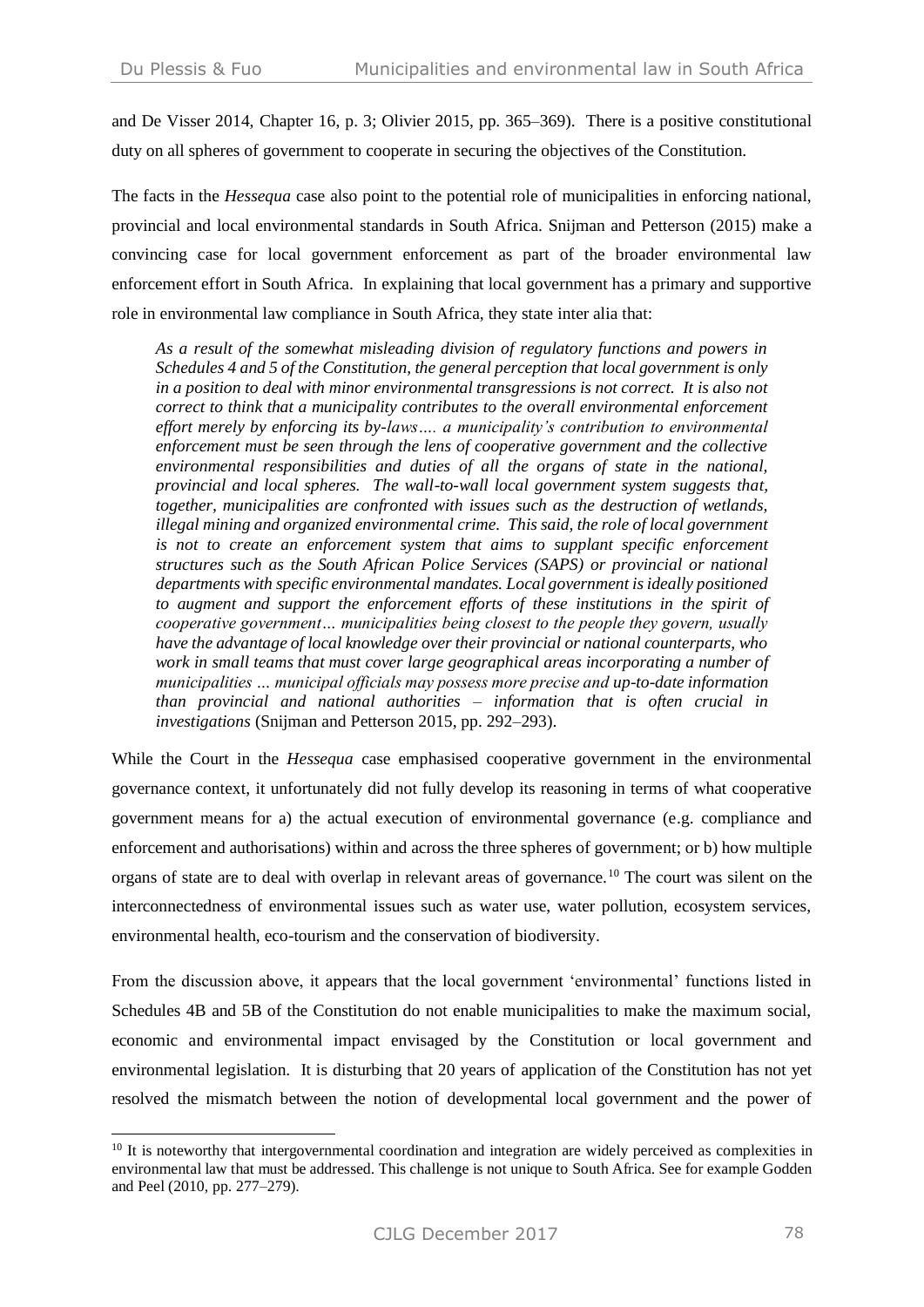and De Visser 2014, Chapter 16, p. 3; Olivier 2015, pp. 365–369). There is a positive constitutional duty on all spheres of government to cooperate in securing the objectives of the Constitution.

The facts in the *Hessequa* case also point to the potential role of municipalities in enforcing national, provincial and local environmental standards in South Africa. Snijman and Petterson (2015) make a convincing case for local government enforcement as part of the broader environmental law enforcement effort in South Africa. In explaining that local government has a primary and supportive role in environmental law compliance in South Africa, they state inter alia that:

> *As a result of the somewhat misleading division of regulatory functions and powers in Schedules 4 and 5 of the Constitution, the general perception that local government is only in a position to deal with minor environmental transgressions is not correct. It is also not correct to think that a municipality contributes to the overall environmental enforcement effort merely by enforcing its by-laws…. a municipality's contribution to environmental enforcement must be seen through the lens of cooperative government and the collective environmental responsibilities and duties of all the organs of state in the national, provincial and local spheres. The wall-to-wall local government system suggests that, together, municipalities are confronted with issues such as the destruction of wetlands, illegal mining and organized environmental crime. This said, the role of local government is not to create an enforcement system that aims to supplant specific enforcement structures such as the South African Police Services (SAPS) or provincial or national departments with specific environmental mandates. Local government is ideally positioned to augment and support the enforcement efforts of these institutions in the spirit of cooperative government… municipalities being closest to the people they govern, usually have the advantage of local knowledge over their provincial or national counterparts, who work in small teams that must cover large geographical areas incorporating a number of municipalities … municipal officials may possess more precise and up-to-date information than provincial and national authorities – information that is often crucial in investigations* (Snijman and Petterson 2015, pp. 292–293).

While the Court in the *Hessequa* case emphasised cooperative government in the environmental governance context, it unfortunately did not fully develop its reasoning in terms of what cooperative government means for a) the actual execution of environmental governance (e.g. compliance and enforcement and authorisations) within and across the three spheres of government; or b) how multiple organs of state are to deal with overlap in relevant areas of governance.[10] The court was silent on the interconnectedness of environmental issues such as water use, water pollution, ecosystem services, environmental health, eco-tourism and the conservation of biodiversity.

From the discussion above, it appears that the local government 'environmental' functions listed in Schedules 4B and 5B of the Constitution do not enable municipalities to make the maximum social, economic and environmental impact envisaged by the Constitution or local government and environmental legislation. It is disturbing that 20 years of application of the Constitution has not yet resolved the mismatch between the notion of developmental local government and the power of

[10] It is noteworthy that intergovernmental coordination and integration are widely perceived as complexities in environmental law that must be addressed. This challenge is not unique to South Africa. See for example Godden and Peel (2010, pp. 277–279).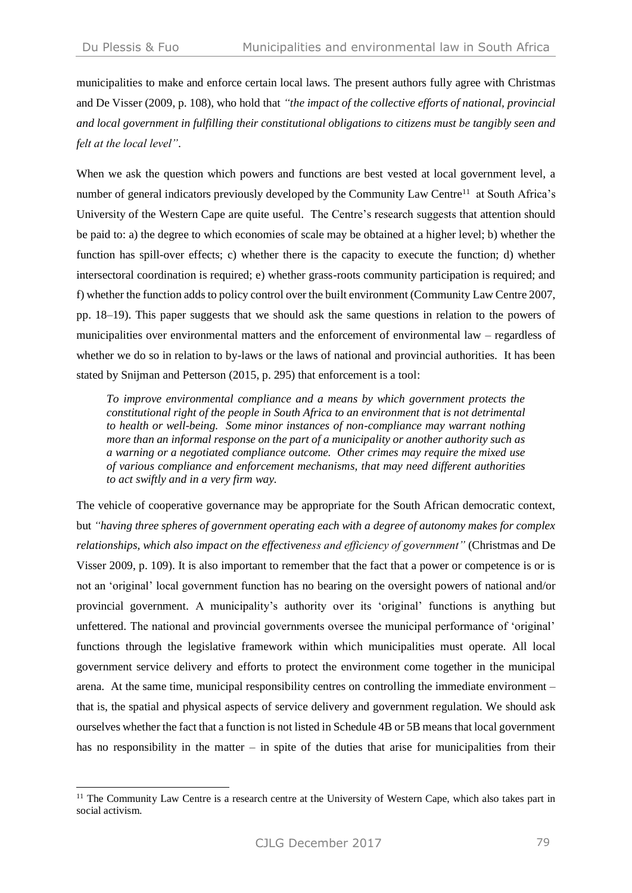municipalities to make and enforce certain local laws. The present authors fully agree with Christmas and De Visser (2009, p. 108), who hold that *"the impact of the collective efforts of national, provincial and local government in fulfilling their constitutional obligations to citizens must be tangibly seen and felt at the local level"*.

When we ask the question which powers and functions are best vested at local government level, a number of general indicators previously developed by the Community Law Centre[11] at South Africa's University of the Western Cape are quite useful. The Centre's research suggests that attention should be paid to: a) the degree to which economies of scale may be obtained at a higher level; b) whether the function has spill-over effects; c) whether there is the capacity to execute the function; d) whether intersectoral coordination is required; e) whether grass-roots community participation is required; and f) whether the function adds to policy control over the built environment (Community Law Centre 2007, pp. 18–19). This paper suggests that we should ask the same questions in relation to the powers of municipalities over environmental matters and the enforcement of environmental law – regardless of whether we do so in relation to by-laws or the laws of national and provincial authorities. It has been stated by Snijman and Petterson (2015, p. 295) that enforcement is a tool:

> *To improve environmental compliance and a means by which government protects the constitutional right of the people in South Africa to an environment that is not detrimental to health or well-being. Some minor instances of non-compliance may warrant nothing more than an informal response on the part of a municipality or another authority such as a warning or a negotiated compliance outcome. Other crimes may require the mixed use of various compliance and enforcement mechanisms, that may need different authorities to act swiftly and in a very firm way.*

The vehicle of cooperative governance may be appropriate for the South African democratic context, but *"having three spheres of government operating each with a degree of autonomy makes for complex relationships, which also impact on the effectiveness and efficiency of government"* (Christmas and De Visser 2009, p. 109). It is also important to remember that the fact that a power or competence is or is not an 'original' local government function has no bearing on the oversight powers of national and/or provincial government. A municipality's authority over its 'original' functions is anything but unfettered. The national and provincial governments oversee the municipal performance of 'original' functions through the legislative framework within which municipalities must operate. All local government service delivery and efforts to protect the environment come together in the municipal arena. At the same time, municipal responsibility centres on controlling the immediate environment – that is, the spatial and physical aspects of service delivery and government regulation. We should ask ourselves whether the fact that a function is not listed in Schedule 4B or 5B means that local government has no responsibility in the matter – in spite of the duties that arise for municipalities from their

[11] The Community Law Centre is a research centre at the University of Western Cape, which also takes part in social activism.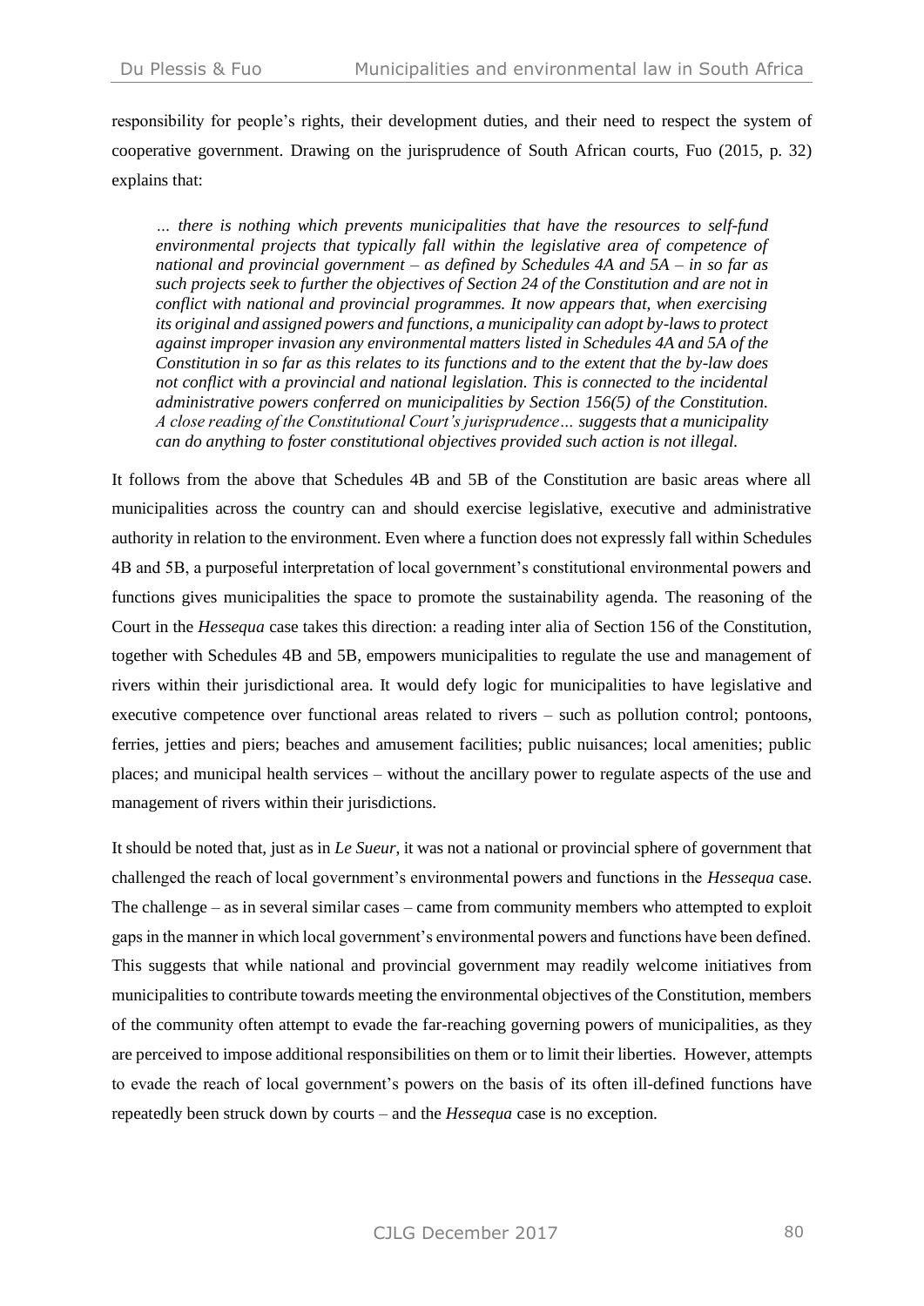responsibility for people's rights, their development duties, and their need to respect the system of cooperative government. Drawing on the jurisprudence of South African courts, Fuo (2015, p. 32) explains that:

> *… there is nothing which prevents municipalities that have the resources to self-fund environmental projects that typically fall within the legislative area of competence of national and provincial government – as defined by Schedules 4A and 5A – in so far as such projects seek to further the objectives of Section 24 of the Constitution and are not in conflict with national and provincial programmes. It now appears that, when exercising its original and assigned powers and functions, a municipality can adopt by-laws to protect against improper invasion any environmental matters listed in Schedules 4A and 5A of the Constitution in so far as this relates to its functions and to the extent that the by-law does not conflict with a provincial and national legislation. This is connected to the incidental administrative powers conferred on municipalities by Section 156(5) of the Constitution. A close reading of the Constitutional Court's jurisprudence… suggests that a municipality can do anything to foster constitutional objectives provided such action is not illegal.*

It follows from the above that Schedules 4B and 5B of the Constitution are basic areas where all municipalities across the country can and should exercise legislative, executive and administrative authority in relation to the environment. Even where a function does not expressly fall within Schedules 4B and 5B, a purposeful interpretation of local government's constitutional environmental powers and functions gives municipalities the space to promote the sustainability agenda. The reasoning of the Court in the *Hessequa* case takes this direction: a reading inter alia of Section 156 of the Constitution, together with Schedules 4B and 5B, empowers municipalities to regulate the use and management of rivers within their jurisdictional area. It would defy logic for municipalities to have legislative and executive competence over functional areas related to rivers – such as pollution control; pontoons, ferries, jetties and piers; beaches and amusement facilities; public nuisances; local amenities; public places; and municipal health services – without the ancillary power to regulate aspects of the use and management of rivers within their jurisdictions.

It should be noted that, just as in *Le Sueur*, it was not a national or provincial sphere of government that challenged the reach of local government's environmental powers and functions in the *Hessequa* case. The challenge – as in several similar cases – came from community members who attempted to exploit gaps in the manner in which local government's environmental powers and functions have been defined. This suggests that while national and provincial government may readily welcome initiatives from municipalities to contribute towards meeting the environmental objectives of the Constitution, members of the community often attempt to evade the far-reaching governing powers of municipalities, as they are perceived to impose additional responsibilities on them or to limit their liberties. However, attempts to evade the reach of local government's powers on the basis of its often ill-defined functions have repeatedly been struck down by courts – and the *Hessequa* case is no exception.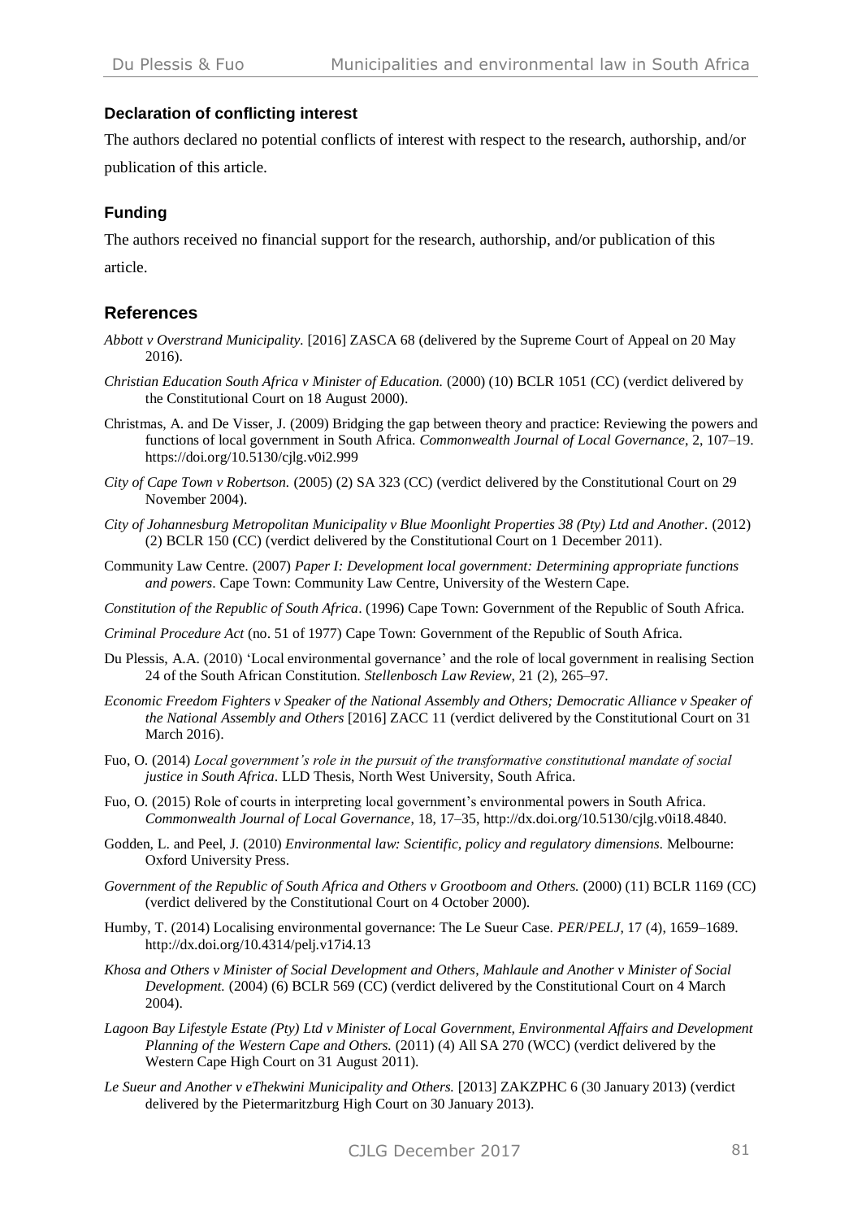**Declaration of conflicting interest**

The authors declared no potential conflicts of interest with respect to the research, authorship, and/or publication of this article.

**Funding**

The authors received no financial support for the research, authorship, and/or publication of this article.

## References

*Abbott v Overstrand Municipality.* [2016] ZASCA 68 (delivered by the Supreme Court of Appeal on 20 May 2016).

*Christian Education South Africa v Minister of Education.* (2000) (10) BCLR 1051 (CC) (verdict delivered by the Constitutional Court on 18 August 2000).

Christmas, A. and De Visser, J. (2009) Bridging the gap between theory and practice: Reviewing the powers and functions of local government in South Africa. *Commonwealth Journal of Local Governance*, 2, 107–19. https://doi.org/10.5130/cjlg.v0i2.999

*City of Cape Town v Robertson.* (2005) (2) SA 323 (CC) (verdict delivered by the Constitutional Court on 29 November 2004).

*City of Johannesburg Metropolitan Municipality v Blue Moonlight Properties 38 (Pty) Ltd and Another*. (2012) (2) BCLR 150 (CC) (verdict delivered by the Constitutional Court on 1 December 2011).

Community Law Centre. (2007) *Paper I: Development local government: Determining appropriate functions and powers*. Cape Town: Community Law Centre, University of the Western Cape.

*Constitution of the Republic of South Africa*. (1996) Cape Town: Government of the Republic of South Africa.

*Criminal Procedure Act* (no. 51 of 1977) Cape Town: Government of the Republic of South Africa.

Du Plessis, A.A. (2010) 'Local environmental governance' and the role of local government in realising Section 24 of the South African Constitution. *Stellenbosch Law Review*, 21 (2), 265–97.

*Economic Freedom Fighters v Speaker of the National Assembly and Others; Democratic Alliance v Speaker of the National Assembly and Others* [2016] ZACC 11 (verdict delivered by the Constitutional Court on 31 March 2016).

Fuo, O. (2014) *Local government's role in the pursuit of the transformative constitutional mandate of social justice in South Africa*. LLD Thesis, North West University, South Africa.

Fuo, O. (2015) Role of courts in interpreting local government's environmental powers in South Africa. *Commonwealth Journal of Local Governance*, 18, 17–35, http://dx.doi.org/10.5130/cjlg.v0i18.4840.

Godden, L. and Peel, J. (2010) *Environmental law: Scientific, policy and regulatory dimensions*. Melbourne: Oxford University Press.

*Government of the Republic of South Africa and Others v Grootboom and Others.* (2000) (11) BCLR 1169 (CC) (verdict delivered by the Constitutional Court on 4 October 2000).

Humby, T. (2014) Localising environmental governance: The Le Sueur Case. *PER*/*PELJ*, 17 (4), 1659–1689. http://dx.doi.org/10.4314/pelj.v17i4.13

*Khosa and Others v Minister of Social Development and Others, Mahlaule and Another v Minister of Social Development.* (2004) (6) BCLR 569 (CC) (verdict delivered by the Constitutional Court on 4 March 2004).

*Lagoon Bay Lifestyle Estate (Pty) Ltd v Minister of Local Government, Environmental Affairs and Development Planning of the Western Cape and Others.* (2011) (4) All SA 270 (WCC) (verdict delivered by the Western Cape High Court on 31 August 2011).

*Le Sueur and Another v eThekwini Municipality and Others.* [2013] ZAKZPHC 6 (30 January 2013) (verdict delivered by the Pietermaritzburg High Court on 30 January 2013).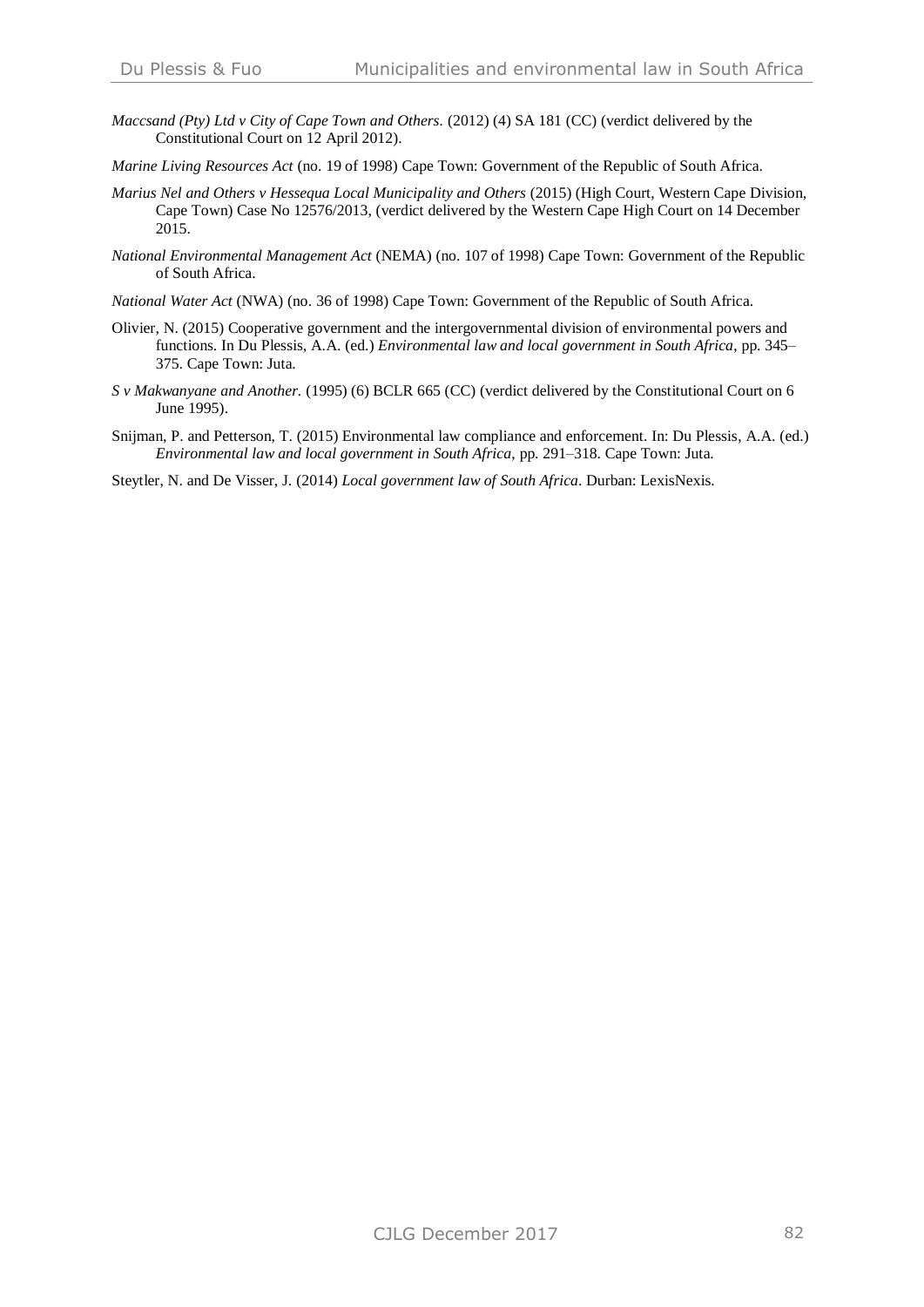*Maccsand (Pty) Ltd v City of Cape Town and Others.* (2012) (4) SA 181 (CC) (verdict delivered by the Constitutional Court on 12 April 2012).

*Marine Living Resources Act* (no. 19 of 1998) Cape Town: Government of the Republic of South Africa.

*Marius Nel and Others v Hessequa Local Municipality and Others* (2015) (High Court, Western Cape Division, Cape Town) Case No 12576/2013, (verdict delivered by the Western Cape High Court on 14 December 2015.

*National Environmental Management Act* (NEMA) (no. 107 of 1998) Cape Town: Government of the Republic of South Africa.

*National Water Act* (NWA) (no. 36 of 1998) Cape Town: Government of the Republic of South Africa.

Olivier, N. (2015) Cooperative government and the intergovernmental division of environmental powers and functions. In Du Plessis, A.A. (ed.) *Environmental law and local government in South Africa*, pp. 345–375. Cape Town: Juta.

*S v Makwanyane and Another.* (1995) (6) BCLR 665 (CC) (verdict delivered by the Constitutional Court on 6 June 1995).

Snijman, P. and Petterson, T. (2015) Environmental law compliance and enforcement. In: Du Plessis, A.A. (ed.) *Environmental law and local government in South Africa,* pp. 291–318. Cape Town: Juta.

Steytler, N. and De Visser, J. (2014) *Local government law of South Africa*. Durban: LexisNexis.